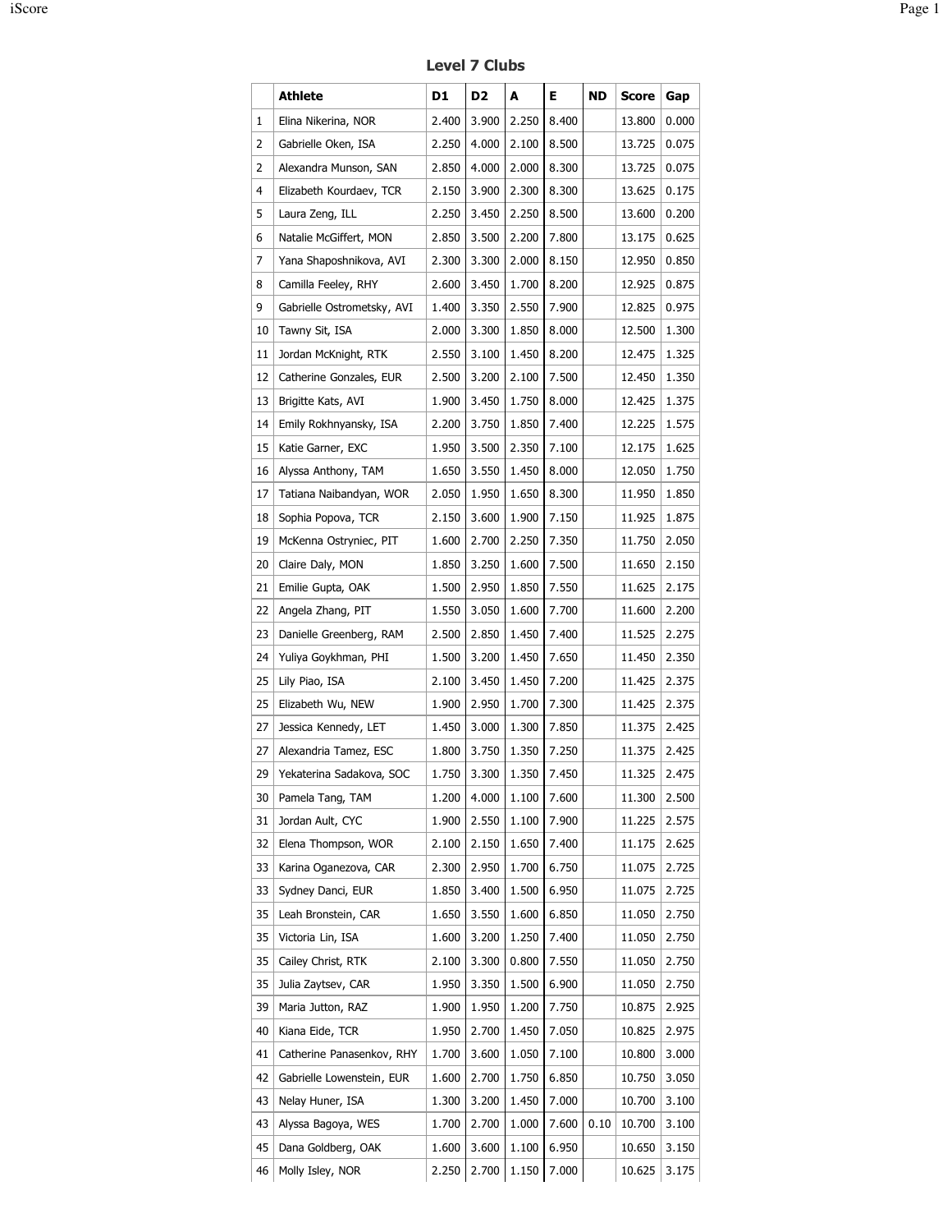## Level 7 Clubs

| | Athlete | D1 | D2 | A | E | ND | Score | Gap |
|---|---|---|---|---|---|---|---|---|
| 1 | Elina Nikerina, NOR | 2.400 | 3.900 | 2.250 | 8.400 | | 13.800 | 0.000 |
| 2 | Gabrielle Oken, ISA | 2.250 | 4.000 | 2.100 | 8.500 | | 13.725 | 0.075 |
| 2 | Alexandra Munson, SAN | 2.850 | 4.000 | 2.000 | 8.300 | | 13.725 | 0.075 |
| 4 | Elizabeth Kourdaev, TCR | 2.150 | 3.900 | 2.300 | 8.300 | | 13.625 | 0.175 |
| 5 | Laura Zeng, ILL | 2.250 | 3.450 | 2.250 | 8.500 | | 13.600 | 0.200 |
| 6 | Natalie McGiffert, MON | 2.850 | 3.500 | 2.200 | 7.800 | | 13.175 | 0.625 |
| 7 | Yana Shaposhnikova, AVI | 2.300 | 3.300 | 2.000 | 8.150 | | 12.950 | 0.850 |
| 8 | Camilla Feeley, RHY | 2.600 | 3.450 | 1.700 | 8.200 | | 12.925 | 0.875 |
| 9 | Gabrielle Ostrometsky, AVI | 1.400 | 3.350 | 2.550 | 7.900 | | 12.825 | 0.975 |
| 10 | Tawny Sit, ISA | 2.000 | 3.300 | 1.850 | 8.000 | | 12.500 | 1.300 |
| 11 | Jordan McKnight, RTK | 2.550 | 3.100 | 1.450 | 8.200 | | 12.475 | 1.325 |
| 12 | Catherine Gonzales, EUR | 2.500 | 3.200 | 2.100 | 7.500 | | 12.450 | 1.350 |
| 13 | Brigitte Kats, AVI | 1.900 | 3.450 | 1.750 | 8.000 | | 12.425 | 1.375 |
| 14 | Emily Rokhnyansky, ISA | 2.200 | 3.750 | 1.850 | 7.400 | | 12.225 | 1.575 |
| 15 | Katie Garner, EXC | 1.950 | 3.500 | 2.350 | 7.100 | | 12.175 | 1.625 |
| 16 | Alyssa Anthony, TAM | 1.650 | 3.550 | 1.450 | 8.000 | | 12.050 | 1.750 |
| 17 | Tatiana Naibandyan, WOR | 2.050 | 1.950 | 1.650 | 8.300 | | 11.950 | 1.850 |
| 18 | Sophia Popova, TCR | 2.150 | 3.600 | 1.900 | 7.150 | | 11.925 | 1.875 |
| 19 | McKenna Ostryniec, PIT | 1.600 | 2.700 | 2.250 | 7.350 | | 11.750 | 2.050 |
| 20 | Claire Daly, MON | 1.850 | 3.250 | 1.600 | 7.500 | | 11.650 | 2.150 |
| 21 | Emilie Gupta, OAK | 1.500 | 2.950 | 1.850 | 7.550 | | 11.625 | 2.175 |
| 22 | Angela Zhang, PIT | 1.550 | 3.050 | 1.600 | 7.700 | | 11.600 | 2.200 |
| 23 | Danielle Greenberg, RAM | 2.500 | 2.850 | 1.450 | 7.400 | | 11.525 | 2.275 |
| 24 | Yuliya Goykhman, PHI | 1.500 | 3.200 | 1.450 | 7.650 | | 11.450 | 2.350 |
| 25 | Lily Piao, ISA | 2.100 | 3.450 | 1.450 | 7.200 | | 11.425 | 2.375 |
| 25 | Elizabeth Wu, NEW | 1.900 | 2.950 | 1.700 | 7.300 | | 11.425 | 2.375 |
| 27 | Jessica Kennedy, LET | 1.450 | 3.000 | 1.300 | 7.850 | | 11.375 | 2.425 |
| 27 | Alexandria Tamez, ESC | 1.800 | 3.750 | 1.350 | 7.250 | | 11.375 | 2.425 |
| 29 | Yekaterina Sadakova, SOC | 1.750 | 3.300 | 1.350 | 7.450 | | 11.325 | 2.475 |
| 30 | Pamela Tang, TAM | 1.200 | 4.000 | 1.100 | 7.600 | | 11.300 | 2.500 |
| 31 | Jordan Ault, CYC | 1.900 | 2.550 | 1.100 | 7.900 | | 11.225 | 2.575 |
| 32 | Elena Thompson, WOR | 2.100 | 2.150 | 1.650 | 7.400 | | 11.175 | 2.625 |
| 33 | Karina Oganezova, CAR | 2.300 | 2.950 | 1.700 | 6.750 | | 11.075 | 2.725 |
| 33 | Sydney Danci, EUR | 1.850 | 3.400 | 1.500 | 6.950 | | 11.075 | 2.725 |
| 35 | Leah Bronstein, CAR | 1.650 | 3.550 | 1.600 | 6.850 | | 11.050 | 2.750 |
| 35 | Victoria Lin, ISA | 1.600 | 3.200 | 1.250 | 7.400 | | 11.050 | 2.750 |
| 35 | Cailey Christ, RTK | 2.100 | 3.300 | 0.800 | 7.550 | | 11.050 | 2.750 |
| 35 | Julia Zaytsev, CAR | 1.950 | 3.350 | 1.500 | 6.900 | | 11.050 | 2.750 |
| 39 | Maria Jutton, RAZ | 1.900 | 1.950 | 1.200 | 7.750 | | 10.875 | 2.925 |
| 40 | Kiana Eide, TCR | 1.950 | 2.700 | 1.450 | 7.050 | | 10.825 | 2.975 |
| 41 | Catherine Panasenkov, RHY | 1.700 | 3.600 | 1.050 | 7.100 | | 10.800 | 3.000 |
| 42 | Gabrielle Lowenstein, EUR | 1.600 | 2.700 | 1.750 | 6.850 | | 10.750 | 3.050 |
| 43 | Nelay Huner, ISA | 1.300 | 3.200 | 1.450 | 7.000 | | 10.700 | 3.100 |
| 43 | Alyssa Bagoya, WES | 1.700 | 2.700 | 1.000 | 7.600 | 0.10 | 10.700 | 3.100 |
| 45 | Dana Goldberg, OAK | 1.600 | 3.600 | 1.100 | 6.950 | | 10.650 | 3.150 |
| 46 | Molly Isley, NOR | 2.250 | 2.700 | 1.150 | 7.000 | | 10.625 | 3.175 |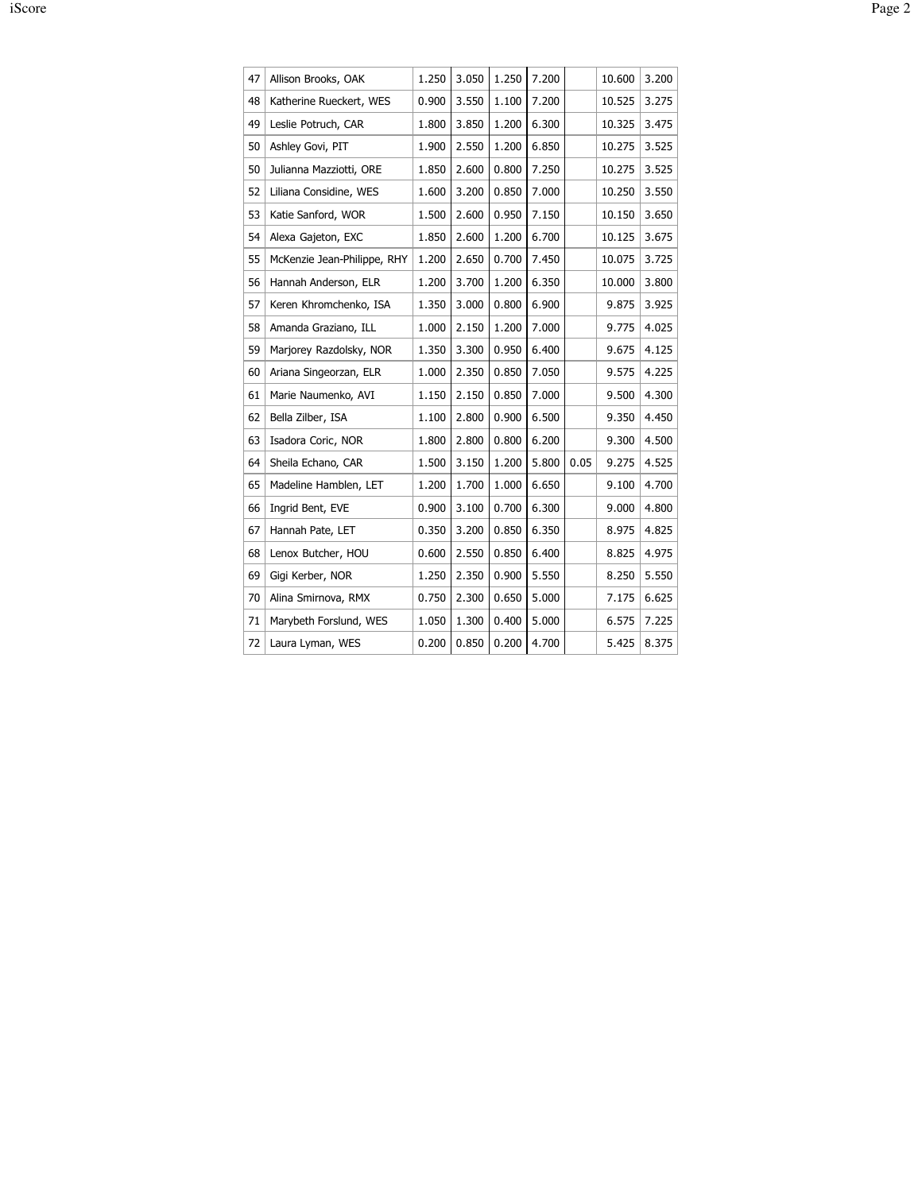| | | | | | | | | |
|---|---|---|---|---|---|---|---|---|
| 47 | Allison Brooks, OAK | 1.250 | 3.050 | 1.250 | 7.200 | | 10.600 | 3.200 |
| 48 | Katherine Rueckert, WES | 0.900 | 3.550 | 1.100 | 7.200 | | 10.525 | 3.275 |
| 49 | Leslie Potruch, CAR | 1.800 | 3.850 | 1.200 | 6.300 | | 10.325 | 3.475 |
| 50 | Ashley Govi, PIT | 1.900 | 2.550 | 1.200 | 6.850 | | 10.275 | 3.525 |
| 50 | Julianna Mazziotti, ORE | 1.850 | 2.600 | 0.800 | 7.250 | | 10.275 | 3.525 |
| 52 | Liliana Considine, WES | 1.600 | 3.200 | 0.850 | 7.000 | | 10.250 | 3.550 |
| 53 | Katie Sanford, WOR | 1.500 | 2.600 | 0.950 | 7.150 | | 10.150 | 3.650 |
| 54 | Alexa Gajeton, EXC | 1.850 | 2.600 | 1.200 | 6.700 | | 10.125 | 3.675 |
| 55 | McKenzie Jean-Philippe, RHY | 1.200 | 2.650 | 0.700 | 7.450 | | 10.075 | 3.725 |
| 56 | Hannah Anderson, ELR | 1.200 | 3.700 | 1.200 | 6.350 | | 10.000 | 3.800 |
| 57 | Keren Khromchenko, ISA | 1.350 | 3.000 | 0.800 | 6.900 | | 9.875 | 3.925 |
| 58 | Amanda Graziano, ILL | 1.000 | 2.150 | 1.200 | 7.000 | | 9.775 | 4.025 |
| 59 | Marjorey Razdolsky, NOR | 1.350 | 3.300 | 0.950 | 6.400 | | 9.675 | 4.125 |
| 60 | Ariana Singeorzan, ELR | 1.000 | 2.350 | 0.850 | 7.050 | | 9.575 | 4.225 |
| 61 | Marie Naumenko, AVI | 1.150 | 2.150 | 0.850 | 7.000 | | 9.500 | 4.300 |
| 62 | Bella Zilber, ISA | 1.100 | 2.800 | 0.900 | 6.500 | | 9.350 | 4.450 |
| 63 | Isadora Coric, NOR | 1.800 | 2.800 | 0.800 | 6.200 | | 9.300 | 4.500 |
| 64 | Sheila Echano, CAR | 1.500 | 3.150 | 1.200 | 5.800 | 0.05 | 9.275 | 4.525 |
| 65 | Madeline Hamblen, LET | 1.200 | 1.700 | 1.000 | 6.650 | | 9.100 | 4.700 |
| 66 | Ingrid Bent, EVE | 0.900 | 3.100 | 0.700 | 6.300 | | 9.000 | 4.800 |
| 67 | Hannah Pate, LET | 0.350 | 3.200 | 0.850 | 6.350 | | 8.975 | 4.825 |
| 68 | Lenox Butcher, HOU | 0.600 | 2.550 | 0.850 | 6.400 | | 8.825 | 4.975 |
| 69 | Gigi Kerber, NOR | 1.250 | 2.350 | 0.900 | 5.550 | | 8.250 | 5.550 |
| 70 | Alina Smirnova, RMX | 0.750 | 2.300 | 0.650 | 5.000 | | 7.175 | 6.625 |
| 71 | Marybeth Forslund, WES | 1.050 | 1.300 | 0.400 | 5.000 | | 6.575 | 7.225 |
| 72 | Laura Lyman, WES | 0.200 | 0.850 | 0.200 | 4.700 | | 5.425 | 8.375 |